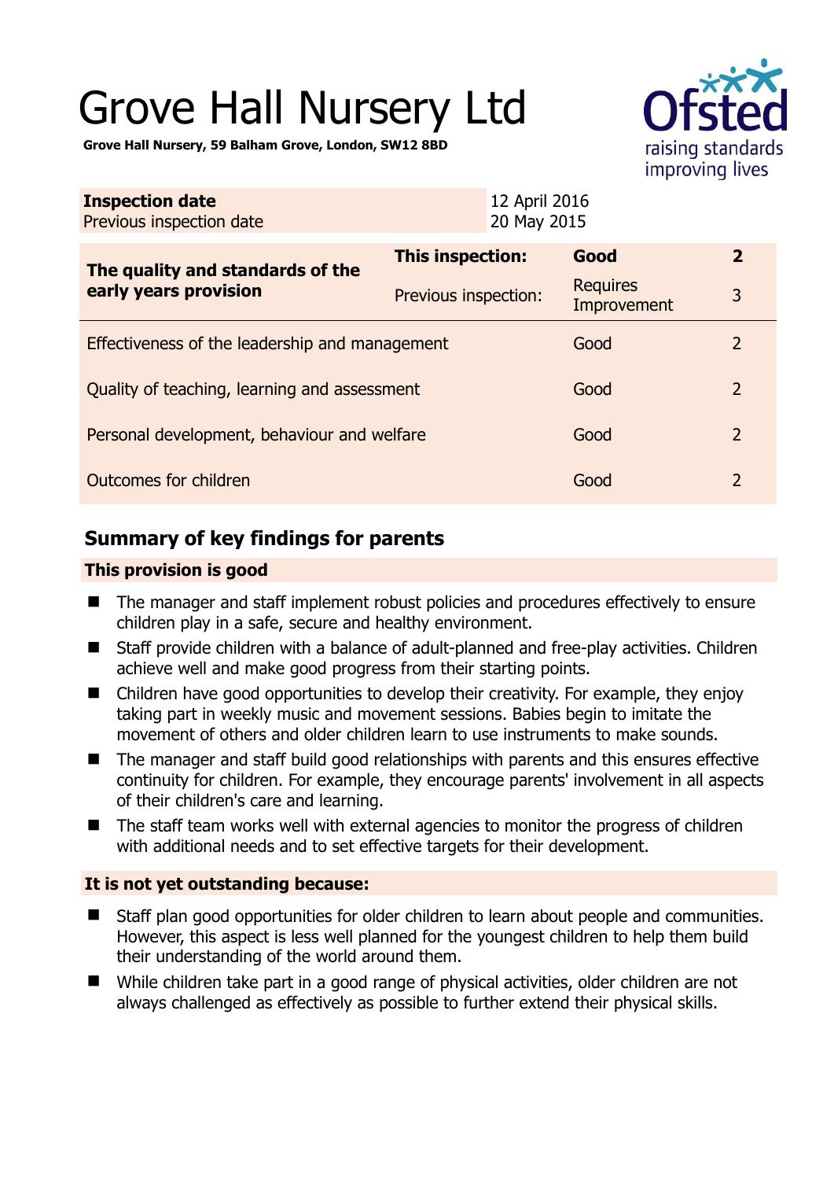# Grove Hall Nursery Ltd

**Grove Hall Nursery, 59 Balham Grove, London, SW12 8BD**

| **Inspection date** | 12 April 2016 |
|---|---|
| Previous inspection date | 20 May 2015 |

| **The quality and standards of the early years provision** | **This inspection:** | **Good** | **2** |
|---|---|---|---|
| | Previous inspection: | Requires Improvement | 3 |
| Effectiveness of the leadership and management | | Good | 2 |
| Quality of teaching, learning and assessment | | Good | 2 |
| Personal development, behaviour and welfare | | Good | 2 |
| Outcomes for children | | Good | 2 |

## Summary of key findings for parents

### This provision is good

- The manager and staff implement robust policies and procedures effectively to ensure children play in a safe, secure and healthy environment.
- Staff provide children with a balance of adult-planned and free-play activities. Children achieve well and make good progress from their starting points.
- Children have good opportunities to develop their creativity. For example, they enjoy taking part in weekly music and movement sessions. Babies begin to imitate the movement of others and older children learn to use instruments to make sounds.
- The manager and staff build good relationships with parents and this ensures effective continuity for children. For example, they encourage parents' involvement in all aspects of their children's care and learning.
- The staff team works well with external agencies to monitor the progress of children with additional needs and to set effective targets for their development.

### It is not yet outstanding because:

- Staff plan good opportunities for older children to learn about people and communities. However, this aspect is less well planned for the youngest children to help them build their understanding of the world around them.
- While children take part in a good range of physical activities, older children are not always challenged as effectively as possible to further extend their physical skills.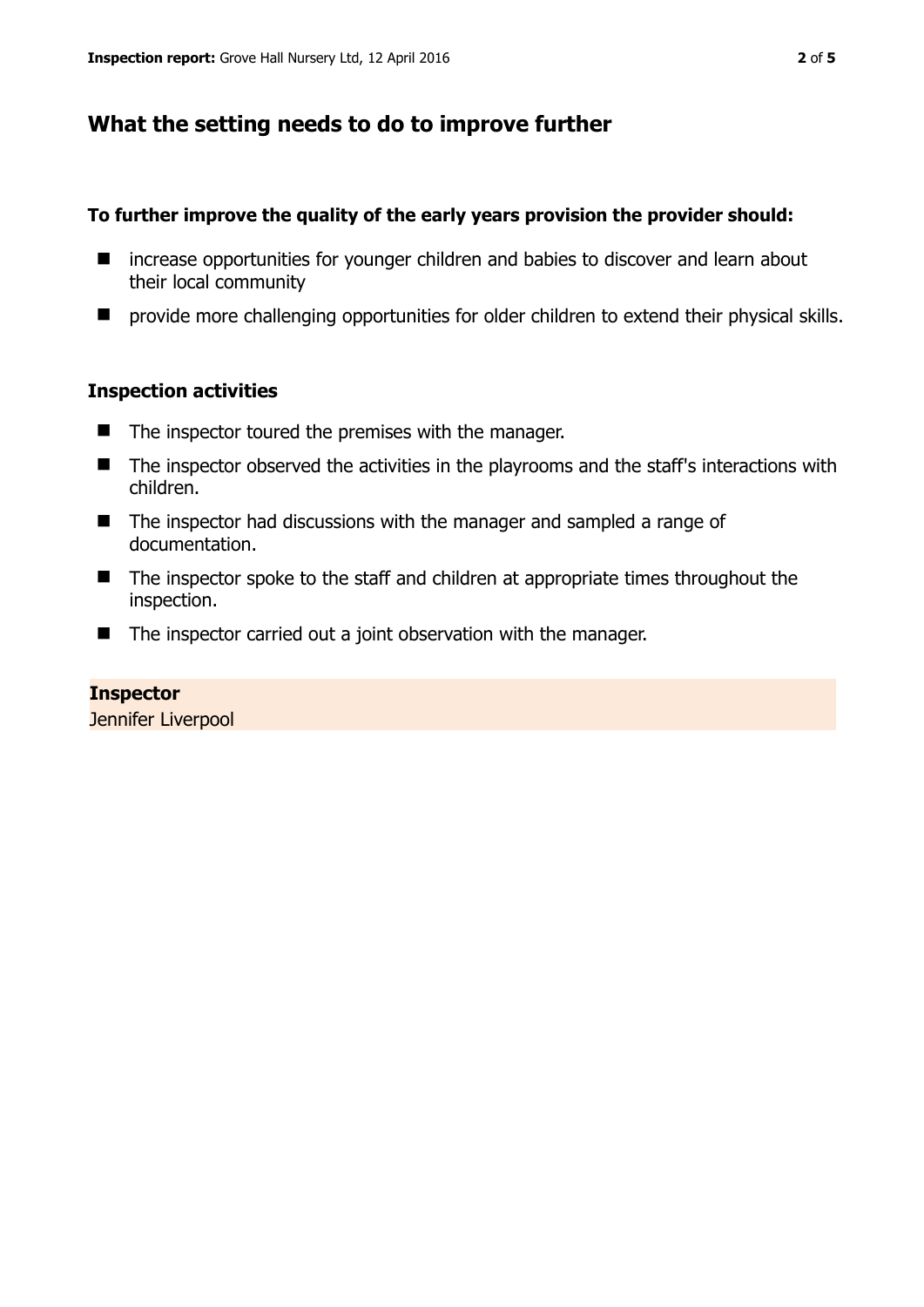## What the setting needs to do to improve further

**To further improve the quality of the early years provision the provider should:**

- increase opportunities for younger children and babies to discover and learn about their local community
- provide more challenging opportunities for older children to extend their physical skills.

### Inspection activities

- The inspector toured the premises with the manager.
- The inspector observed the activities in the playrooms and the staff's interactions with children.
- The inspector had discussions with the manager and sampled a range of documentation.
- The inspector spoke to the staff and children at appropriate times throughout the inspection.
- The inspector carried out a joint observation with the manager.

**Inspector**
Jennifer Liverpool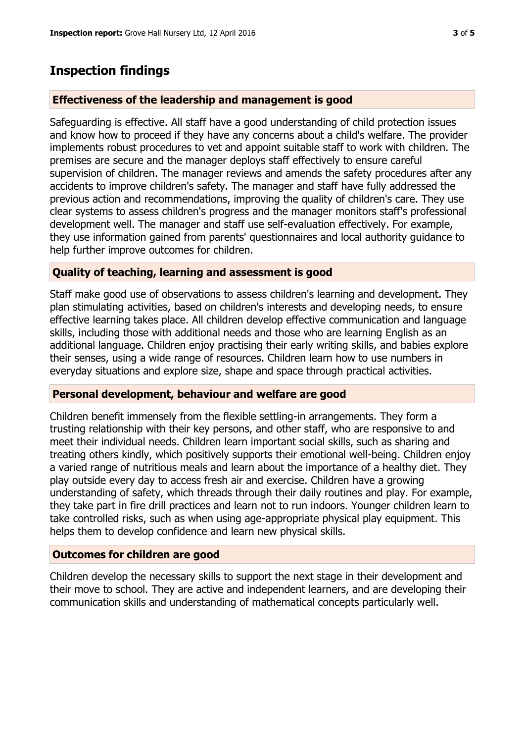## Inspection findings

### Effectiveness of the leadership and management is good

Safeguarding is effective. All staff have a good understanding of child protection issues and know how to proceed if they have any concerns about a child's welfare. The provider implements robust procedures to vet and appoint suitable staff to work with children. The premises are secure and the manager deploys staff effectively to ensure careful supervision of children. The manager reviews and amends the safety procedures after any accidents to improve children's safety. The manager and staff have fully addressed the previous action and recommendations, improving the quality of children's care. They use clear systems to assess children's progress and the manager monitors staff's professional development well. The manager and staff use self-evaluation effectively. For example, they use information gained from parents' questionnaires and local authority guidance to help further improve outcomes for children.

### Quality of teaching, learning and assessment is good

Staff make good use of observations to assess children's learning and development. They plan stimulating activities, based on children's interests and developing needs, to ensure effective learning takes place. All children develop effective communication and language skills, including those with additional needs and those who are learning English as an additional language. Children enjoy practising their early writing skills, and babies explore their senses, using a wide range of resources. Children learn how to use numbers in everyday situations and explore size, shape and space through practical activities.

### Personal development, behaviour and welfare are good

Children benefit immensely from the flexible settling-in arrangements. They form a trusting relationship with their key persons, and other staff, who are responsive to and meet their individual needs. Children learn important social skills, such as sharing and treating others kindly, which positively supports their emotional well-being. Children enjoy a varied range of nutritious meals and learn about the importance of a healthy diet. They play outside every day to access fresh air and exercise. Children have a growing understanding of safety, which threads through their daily routines and play. For example, they take part in fire drill practices and learn not to run indoors. Younger children learn to take controlled risks, such as when using age-appropriate physical play equipment. This helps them to develop confidence and learn new physical skills.

### Outcomes for children are good

Children develop the necessary skills to support the next stage in their development and their move to school. They are active and independent learners, and are developing their communication skills and understanding of mathematical concepts particularly well.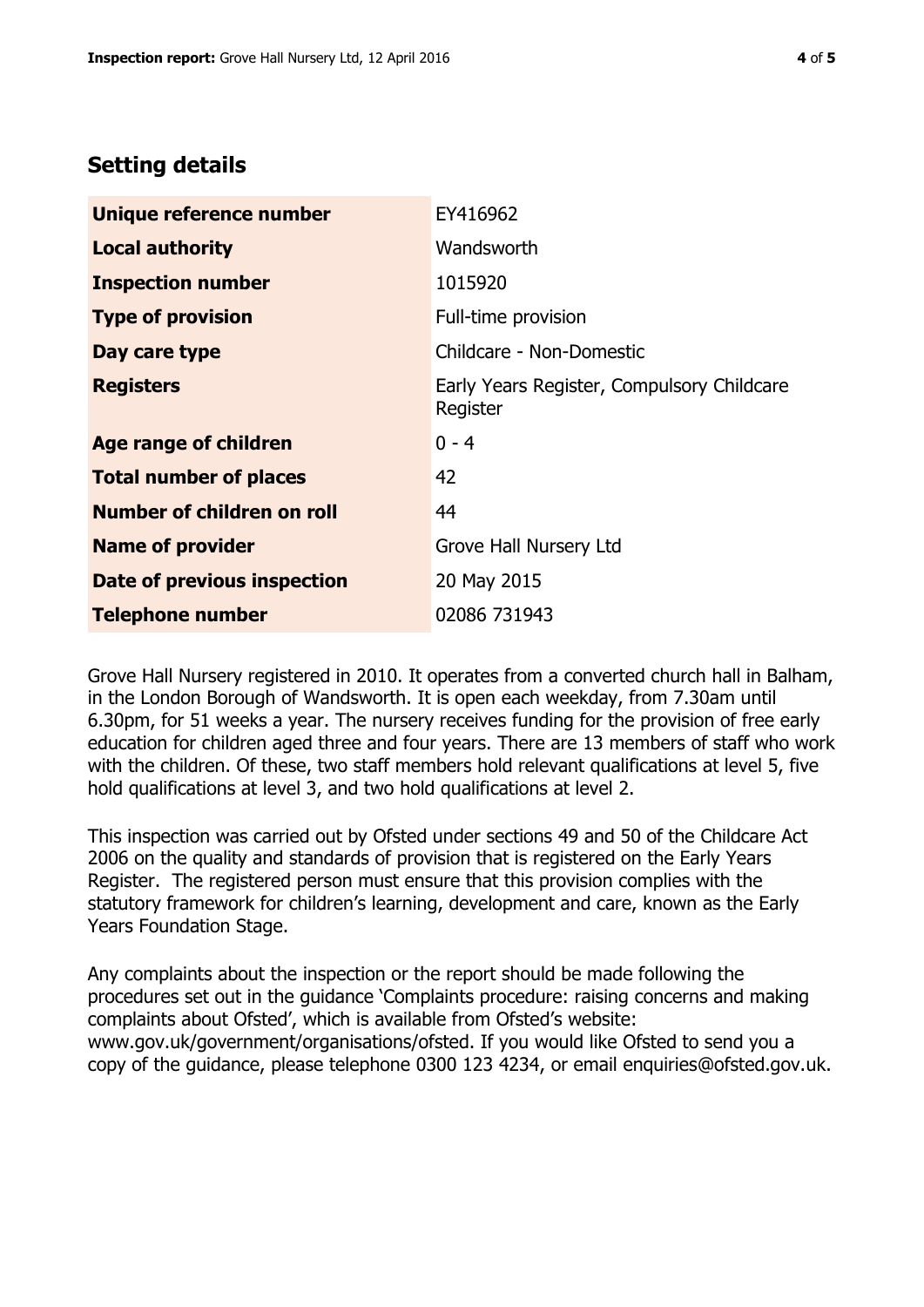## Setting details

| | |
|---|---|
| **Unique reference number** | EY416962 |
| **Local authority** | Wandsworth |
| **Inspection number** | 1015920 |
| **Type of provision** | Full-time provision |
| **Day care type** | Childcare - Non-Domestic |
| **Registers** | Early Years Register, Compulsory Childcare Register |
| **Age range of children** | 0 - 4 |
| **Total number of places** | 42 |
| **Number of children on roll** | 44 |
| **Name of provider** | Grove Hall Nursery Ltd |
| **Date of previous inspection** | 20 May 2015 |
| **Telephone number** | 02086 731943 |

Grove Hall Nursery registered in 2010. It operates from a converted church hall in Balham, in the London Borough of Wandsworth. It is open each weekday, from 7.30am until 6.30pm, for 51 weeks a year. The nursery receives funding for the provision of free early education for children aged three and four years. There are 13 members of staff who work with the children. Of these, two staff members hold relevant qualifications at level 5, five hold qualifications at level 3, and two hold qualifications at level 2.

This inspection was carried out by Ofsted under sections 49 and 50 of the Childcare Act 2006 on the quality and standards of provision that is registered on the Early Years Register. The registered person must ensure that this provision complies with the statutory framework for children's learning, development and care, known as the Early Years Foundation Stage.

Any complaints about the inspection or the report should be made following the procedures set out in the guidance 'Complaints procedure: raising concerns and making complaints about Ofsted', which is available from Ofsted's website: www.gov.uk/government/organisations/ofsted. If you would like Ofsted to send you a copy of the guidance, please telephone 0300 123 4234, or email enquiries@ofsted.gov.uk.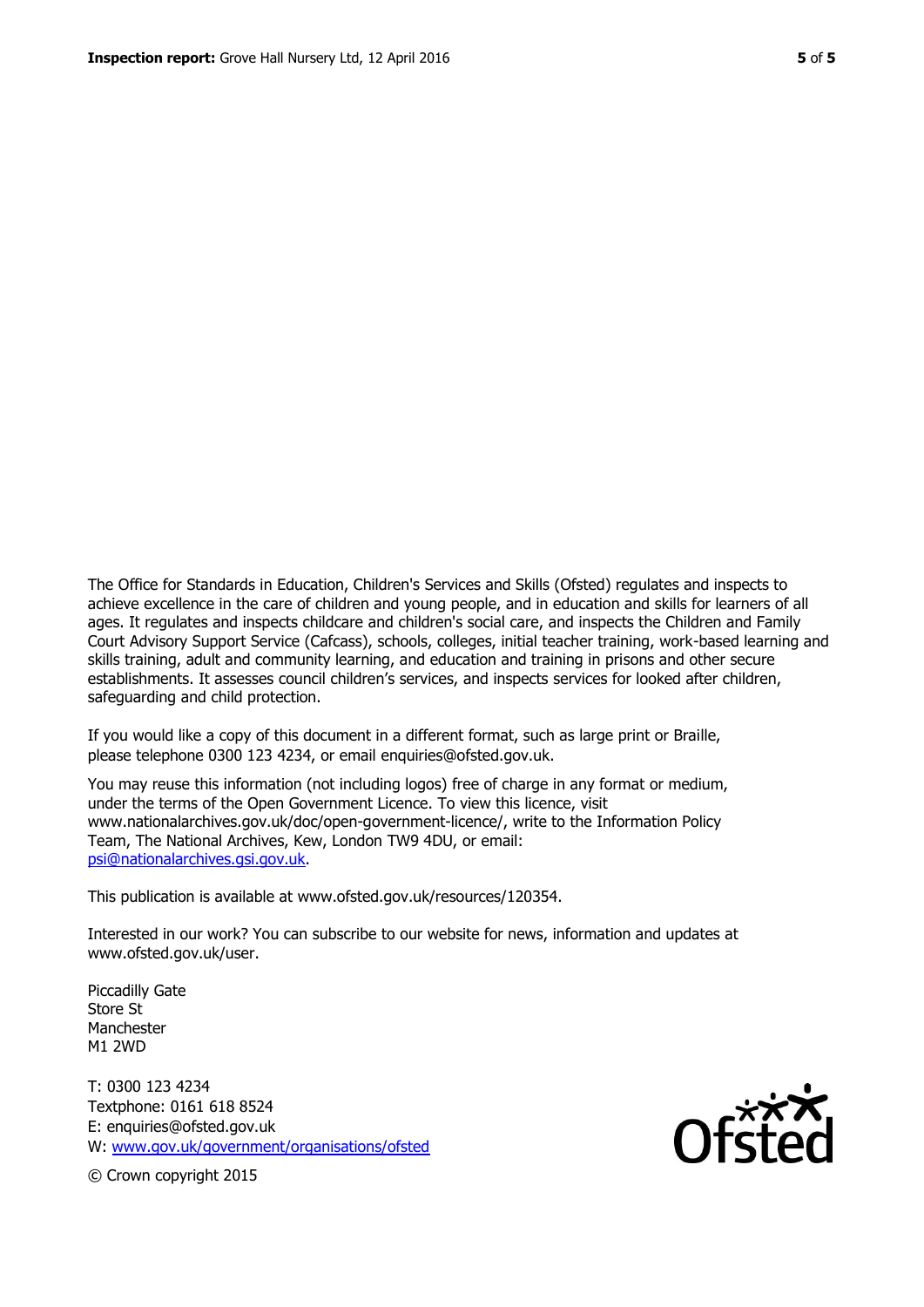The Office for Standards in Education, Children's Services and Skills (Ofsted) regulates and inspects to achieve excellence in the care of children and young people, and in education and skills for learners of all ages. It regulates and inspects childcare and children's social care, and inspects the Children and Family Court Advisory Support Service (Cafcass), schools, colleges, initial teacher training, work-based learning and skills training, adult and community learning, and education and training in prisons and other secure establishments. It assesses council children's services, and inspects services for looked after children, safeguarding and child protection.

If you would like a copy of this document in a different format, such as large print or Braille, please telephone 0300 123 4234, or email enquiries@ofsted.gov.uk.

You may reuse this information (not including logos) free of charge in any format or medium, under the terms of the Open Government Licence. To view this licence, visit www.nationalarchives.gov.uk/doc/open-government-licence/, write to the Information Policy Team, The National Archives, Kew, London TW9 4DU, or email: psi@nationalarchives.gsi.gov.uk.

This publication is available at www.ofsted.gov.uk/resources/120354.

Interested in our work? You can subscribe to our website for news, information and updates at www.ofsted.gov.uk/user.

Piccadilly Gate
Store St
Manchester
M1 2WD

T: 0300 123 4234
Textphone: 0161 618 8524
E: enquiries@ofsted.gov.uk
W: www.gov.uk/government/organisations/ofsted

© Crown copyright 2015